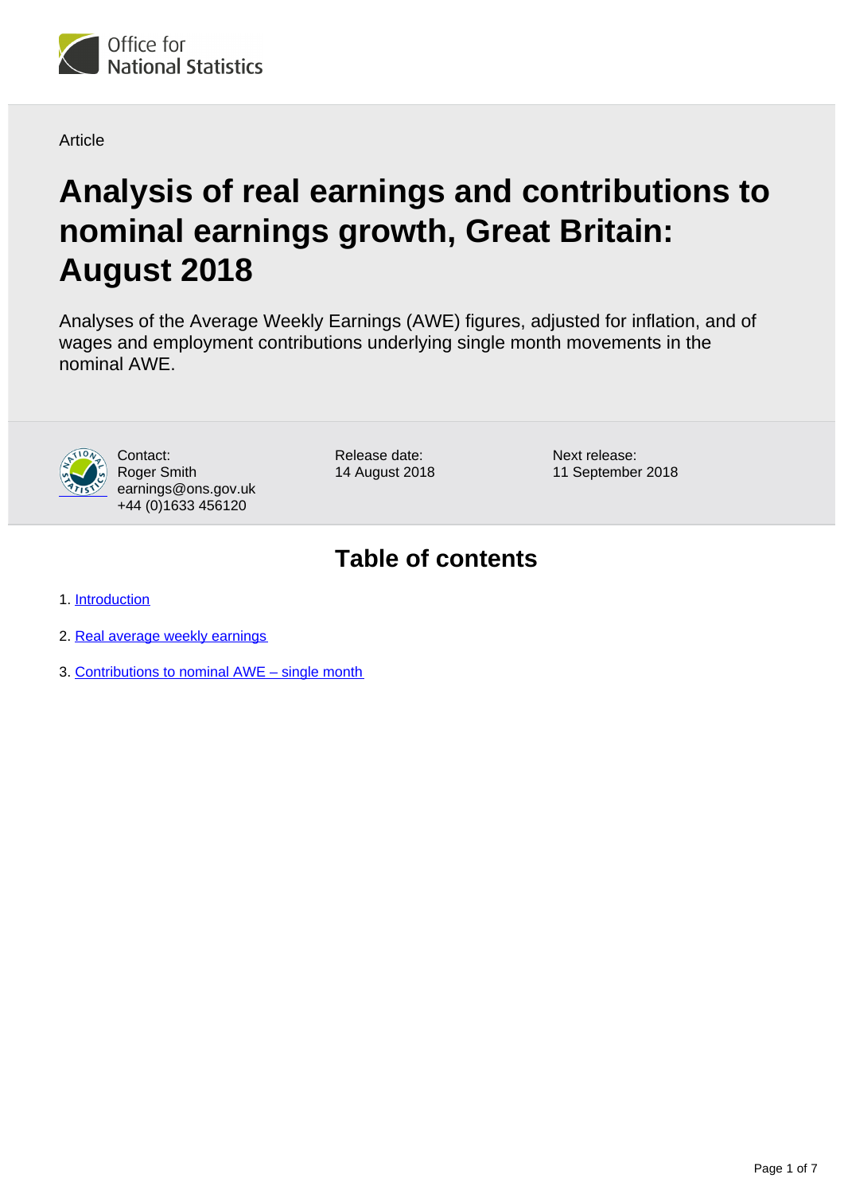Article

# Analysis of real earnings and contributions to nominal earnings growth, Great Britain: August 2018

Analyses of the Average Weekly Earnings (AWE) figures, adjusted for inflation, and of wages and employment contributions underlying single month movements in the nominal AWE.

Contact:
Roger Smith
earnings@ons.gov.uk
+44 (0)1633 456120

Release date:
14 August 2018

Next release:
11 September 2018

## Table of contents

1. Introduction
2. Real average weekly earnings
3. Contributions to nominal AWE – single month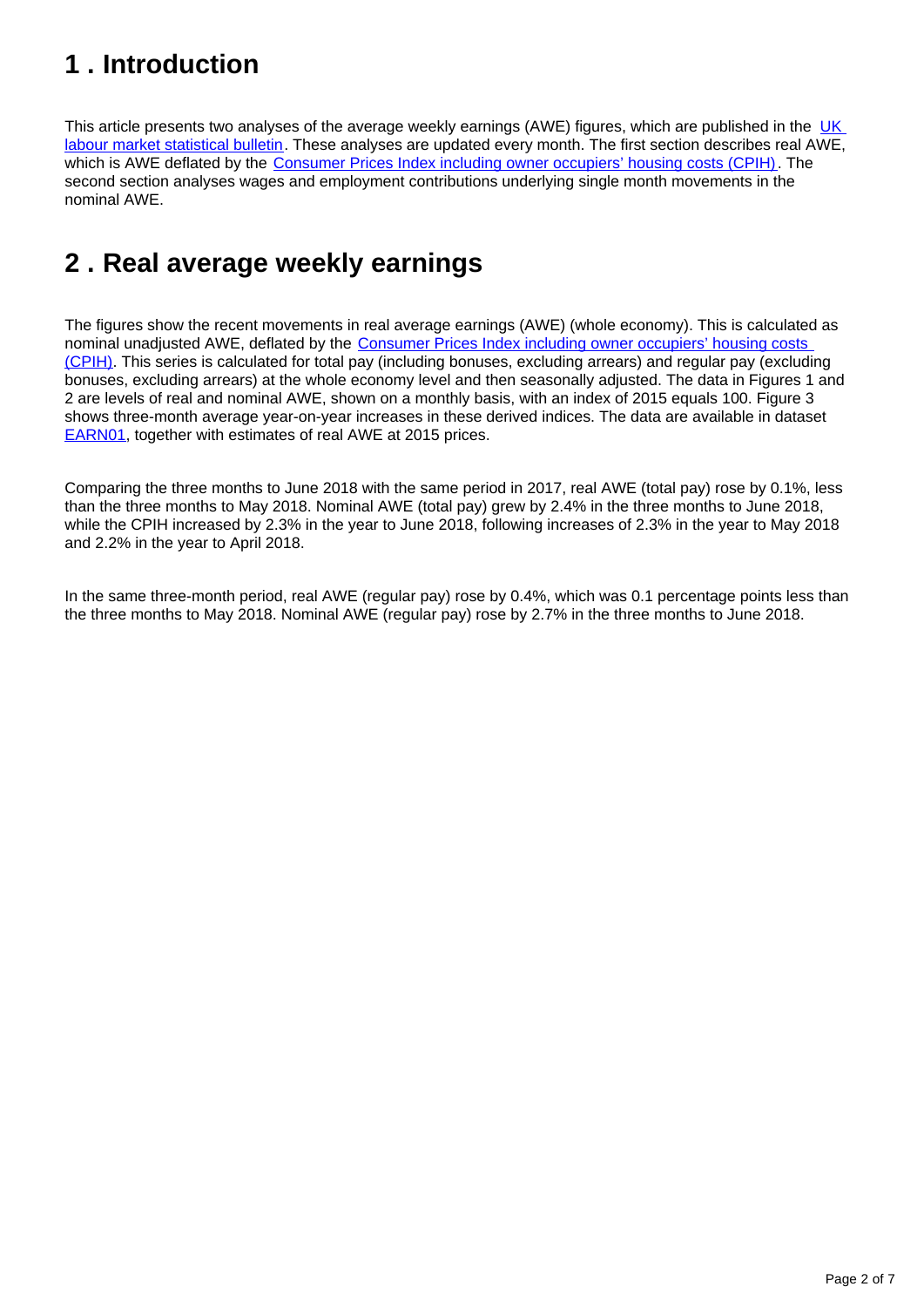## 1 . Introduction

This article presents two analyses of the average weekly earnings (AWE) figures, which are published in the UK labour market statistical bulletin. These analyses are updated every month. The first section describes real AWE, which is AWE deflated by the Consumer Prices Index including owner occupiers' housing costs (CPIH). The second section analyses wages and employment contributions underlying single month movements in the nominal AWE.

## 2 . Real average weekly earnings

The figures show the recent movements in real average earnings (AWE) (whole economy). This is calculated as nominal unadjusted AWE, deflated by the Consumer Prices Index including owner occupiers' housing costs (CPIH). This series is calculated for total pay (including bonuses, excluding arrears) and regular pay (excluding bonuses, excluding arrears) at the whole economy level and then seasonally adjusted. The data in Figures 1 and 2 are levels of real and nominal AWE, shown on a monthly basis, with an index of 2015 equals 100. Figure 3 shows three-month average year-on-year increases in these derived indices. The data are available in dataset EARN01, together with estimates of real AWE at 2015 prices.

Comparing the three months to June 2018 with the same period in 2017, real AWE (total pay) rose by 0.1%, less than the three months to May 2018. Nominal AWE (total pay) grew by 2.4% in the three months to June 2018, while the CPIH increased by 2.3% in the year to June 2018, following increases of 2.3% in the year to May 2018 and 2.2% in the year to April 2018.

In the same three-month period, real AWE (regular pay) rose by 0.4%, which was 0.1 percentage points less than the three months to May 2018. Nominal AWE (regular pay) rose by 2.7% in the three months to June 2018.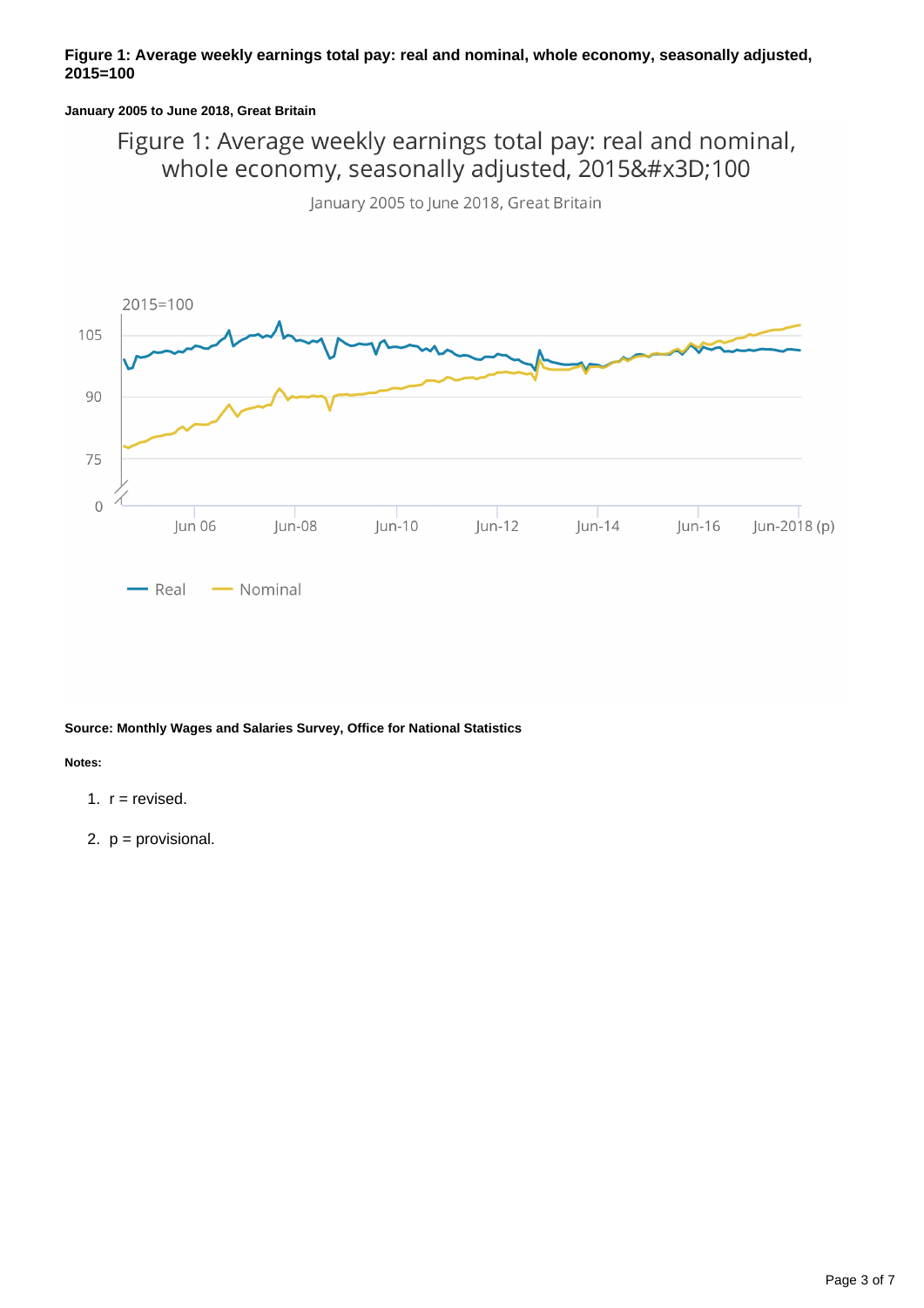**Figure 1: Average weekly earnings total pay: real and nominal, whole economy, seasonally adjusted, 2015=100**

**January 2005 to June 2018, Great Britain**

Figure 1: Average weekly earnings total pay: real and nominal, whole economy, seasonally adjusted, 2015&#x3D;100

January 2005 to June 2018, Great Britain

2015=100

105

90

75

0

Jun 06 Jun-08 Jun-10 Jun-12 Jun-14 Jun-16 Jun-2018 (p)

Real Nominal

**Source: Monthly Wages and Salaries Survey, Office for National Statistics**

**Notes:**

1. r = revised.
2. p = provisional.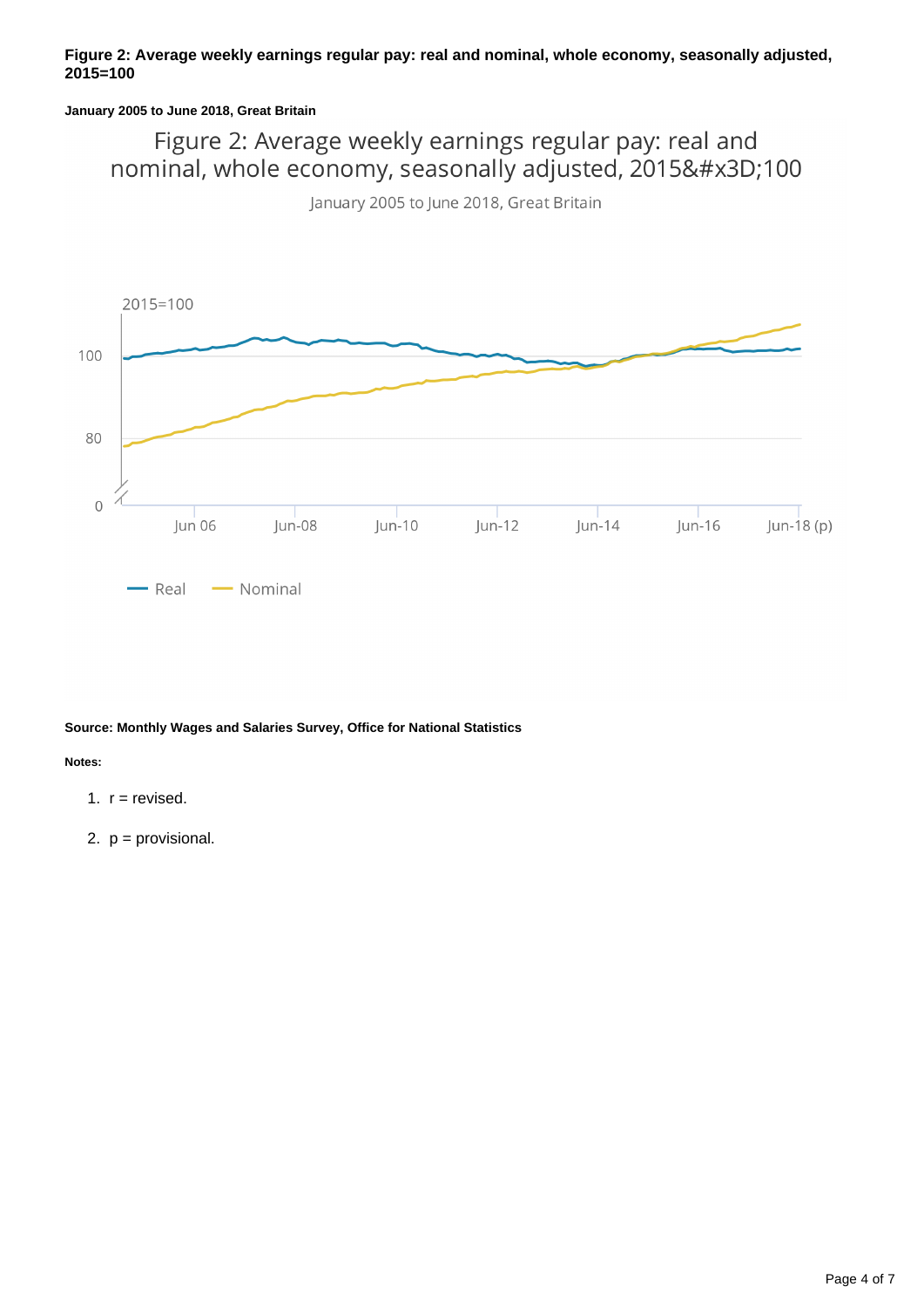**Figure 2: Average weekly earnings regular pay: real and nominal, whole economy, seasonally adjusted, 2015=100**

**January 2005 to June 2018, Great Britain**

Figure 2: Average weekly earnings regular pay: real and nominal, whole economy, seasonally adjusted, 2015&#x3D;100

January 2005 to June 2018, Great Britain

2015=100

100

80

0

Jun 06 Jun-08 Jun-10 Jun-12 Jun-14 Jun-16 Jun-18 (p)

Real Nominal

**Source: Monthly Wages and Salaries Survey, Office for National Statistics**

**Notes:**

1. r = revised.
2. p = provisional.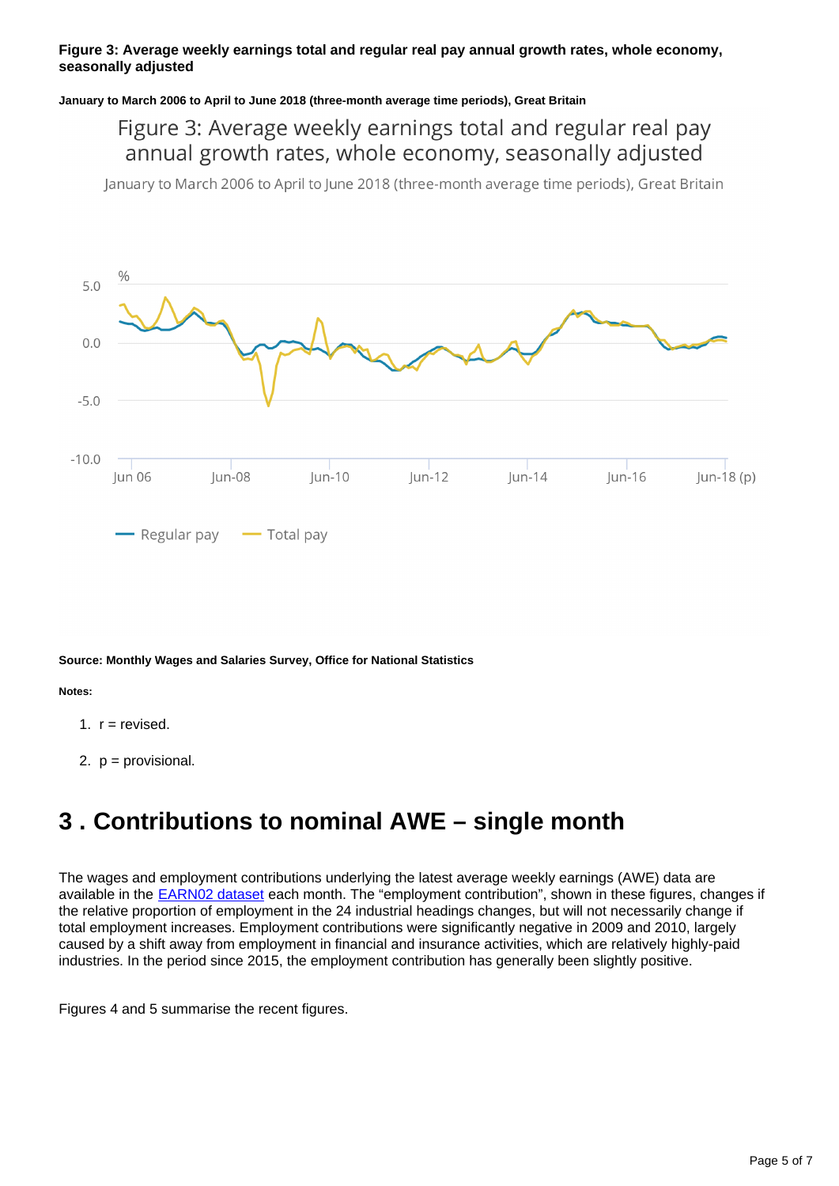**Figure 3: Average weekly earnings total and regular real pay annual growth rates, whole economy, seasonally adjusted**

**January to March 2006 to April to June 2018 (three-month average time periods), Great Britain**

Figure 3: Average weekly earnings total and regular real pay annual growth rates, whole economy, seasonally adjusted

January to March 2006 to April to June 2018 (three-month average time periods), Great Britain

**Source: Monthly Wages and Salaries Survey, Office for National Statistics**

**Notes:**

1. r = revised.
2. p = provisional.

## 3 . Contributions to nominal AWE – single month

The wages and employment contributions underlying the latest average weekly earnings (AWE) data are available in the EARN02 dataset each month. The "employment contribution", shown in these figures, changes if the relative proportion of employment in the 24 industrial headings changes, but will not necessarily change if total employment increases. Employment contributions were significantly negative in 2009 and 2010, largely caused by a shift away from employment in financial and insurance activities, which are relatively highly-paid industries. In the period since 2015, the employment contribution has generally been slightly positive.

Figures 4 and 5 summarise the recent figures.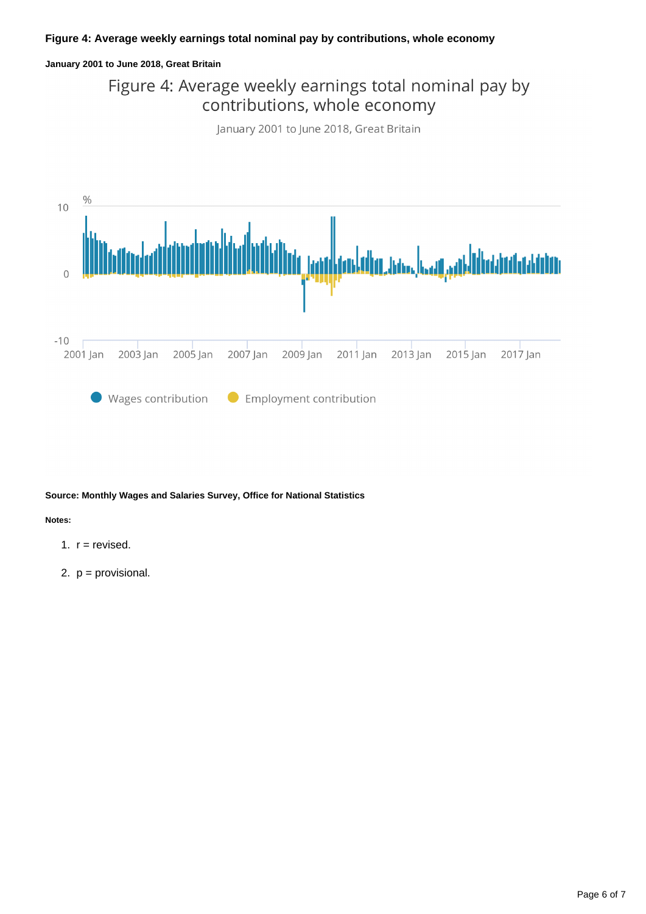**Figure 4: Average weekly earnings total nominal pay by contributions, whole economy**

**January 2001 to June 2018, Great Britain**

**Source: Monthly Wages and Salaries Survey, Office for National Statistics**

**Notes:**

1. r = revised.
2. p = provisional.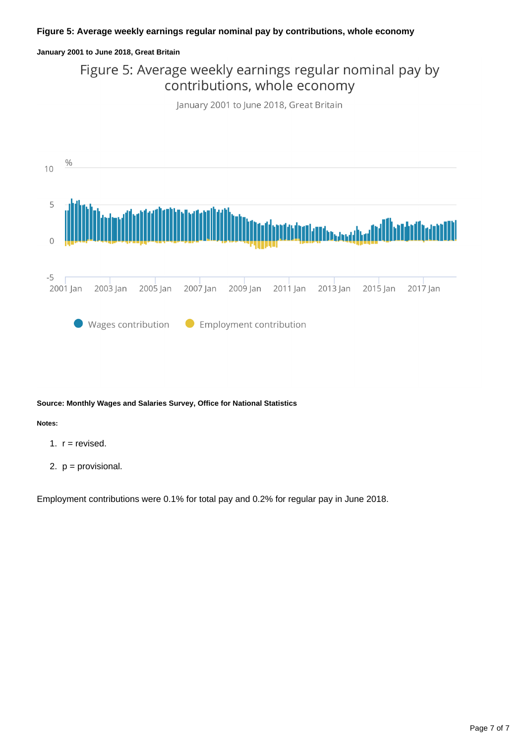**Figure 5: Average weekly earnings regular nominal pay by contributions, whole economy**

**January 2001 to June 2018, Great Britain**

Figure 5: Average weekly earnings regular nominal pay by contributions, whole economy

January 2001 to June 2018, Great Britain

%

10

5

0

-5

2001 Jan
2003 Jan
2005 Jan
2007 Jan
2009 Jan
2011 Jan
2013 Jan
2015 Jan
2017 Jan

Wages contribution
Employment contribution

**Source: Monthly Wages and Salaries Survey, Office for National Statistics**

**Notes:**

1. r = revised.

2. p = provisional.

Employment contributions were 0.1% for total pay and 0.2% for regular pay in June 2018.